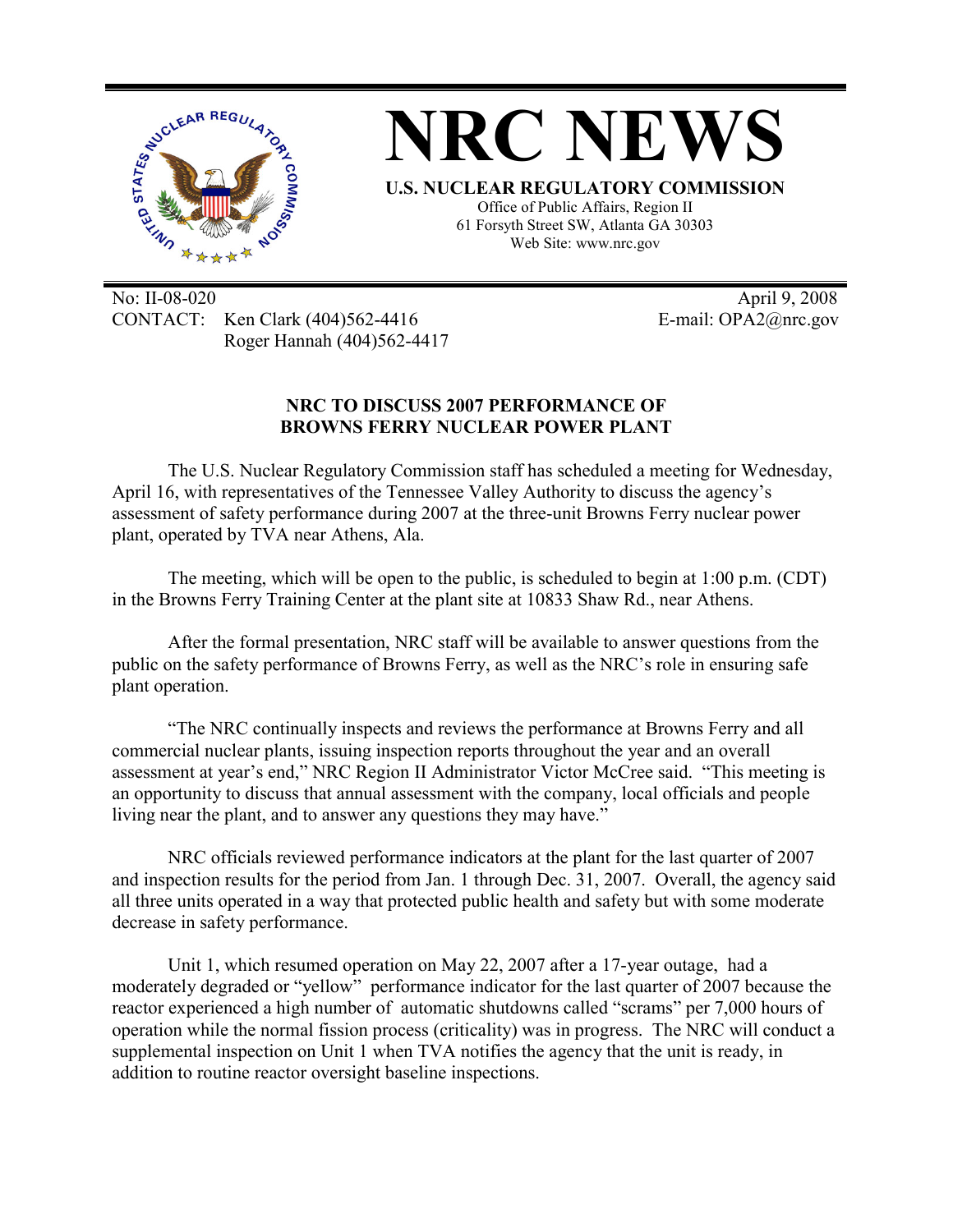# NRC NEWS

**U.S. NUCLEAR REGULATORY COMMISSION**

Office of Public Affairs, Region II
61 Forsyth Street SW, Atlanta GA 30303
Web Site: www.nrc.gov

No: II-08-020 April 9, 2008
CONTACT: Ken Clark (404)562-4416 E-mail: OPA2@nrc.gov
Roger Hannah (404)562-4417

## NRC TO DISCUSS 2007 PERFORMANCE OF BROWNS FERRY NUCLEAR POWER PLANT

The U.S. Nuclear Regulatory Commission staff has scheduled a meeting for Wednesday, April 16, with representatives of the Tennessee Valley Authority to discuss the agency's assessment of safety performance during 2007 at the three-unit Browns Ferry nuclear power plant, operated by TVA near Athens, Ala.

The meeting, which will be open to the public, is scheduled to begin at 1:00 p.m. (CDT) in the Browns Ferry Training Center at the plant site at 10833 Shaw Rd., near Athens.

After the formal presentation, NRC staff will be available to answer questions from the public on the safety performance of Browns Ferry, as well as the NRC's role in ensuring safe plant operation.

"The NRC continually inspects and reviews the performance at Browns Ferry and all commercial nuclear plants, issuing inspection reports throughout the year and an overall assessment at year's end," NRC Region II Administrator Victor McCree said. "This meeting is an opportunity to discuss that annual assessment with the company, local officials and people living near the plant, and to answer any questions they may have."

NRC officials reviewed performance indicators at the plant for the last quarter of 2007 and inspection results for the period from Jan. 1 through Dec. 31, 2007. Overall, the agency said all three units operated in a way that protected public health and safety but with some moderate decrease in safety performance.

Unit 1, which resumed operation on May 22, 2007 after a 17-year outage, had a moderately degraded or "yellow" performance indicator for the last quarter of 2007 because the reactor experienced a high number of automatic shutdowns called "scrams" per 7,000 hours of operation while the normal fission process (criticality) was in progress. The NRC will conduct a supplemental inspection on Unit 1 when TVA notifies the agency that the unit is ready, in addition to routine reactor oversight baseline inspections.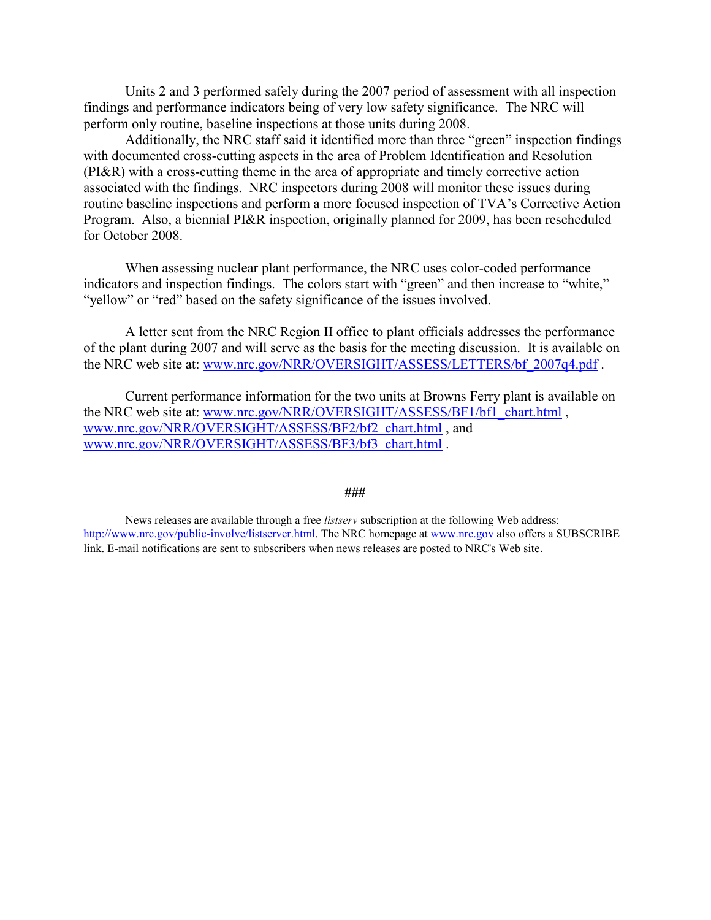Units 2 and 3 performed safely during the 2007 period of assessment with all inspection findings and performance indicators being of very low safety significance. The NRC will perform only routine, baseline inspections at those units during 2008.

Additionally, the NRC staff said it identified more than three "green" inspection findings with documented cross-cutting aspects in the area of Problem Identification and Resolution (PI&R) with a cross-cutting theme in the area of appropriate and timely corrective action associated with the findings. NRC inspectors during 2008 will monitor these issues during routine baseline inspections and perform a more focused inspection of TVA's Corrective Action Program. Also, a biennial PI&R inspection, originally planned for 2009, has been rescheduled for October 2008.

When assessing nuclear plant performance, the NRC uses color-coded performance indicators and inspection findings. The colors start with "green" and then increase to "white," "yellow" or "red" based on the safety significance of the issues involved.

A letter sent from the NRC Region II office to plant officials addresses the performance of the plant during 2007 and will serve as the basis for the meeting discussion. It is available on the NRC web site at: www.nrc.gov/NRR/OVERSIGHT/ASSESS/LETTERS/bf_2007q4.pdf .

Current performance information for the two units at Browns Ferry plant is available on the NRC web site at: www.nrc.gov/NRR/OVERSIGHT/ASSESS/BF1/bf1_chart.html , www.nrc.gov/NRR/OVERSIGHT/ASSESS/BF2/bf2_chart.html , and www.nrc.gov/NRR/OVERSIGHT/ASSESS/BF3/bf3_chart.html .

###

News releases are available through a free *listserv* subscription at the following Web address: http://www.nrc.gov/public-involve/listserver.html. The NRC homepage at www.nrc.gov also offers a SUBSCRIBE link. E-mail notifications are sent to subscribers when news releases are posted to NRC's Web site.